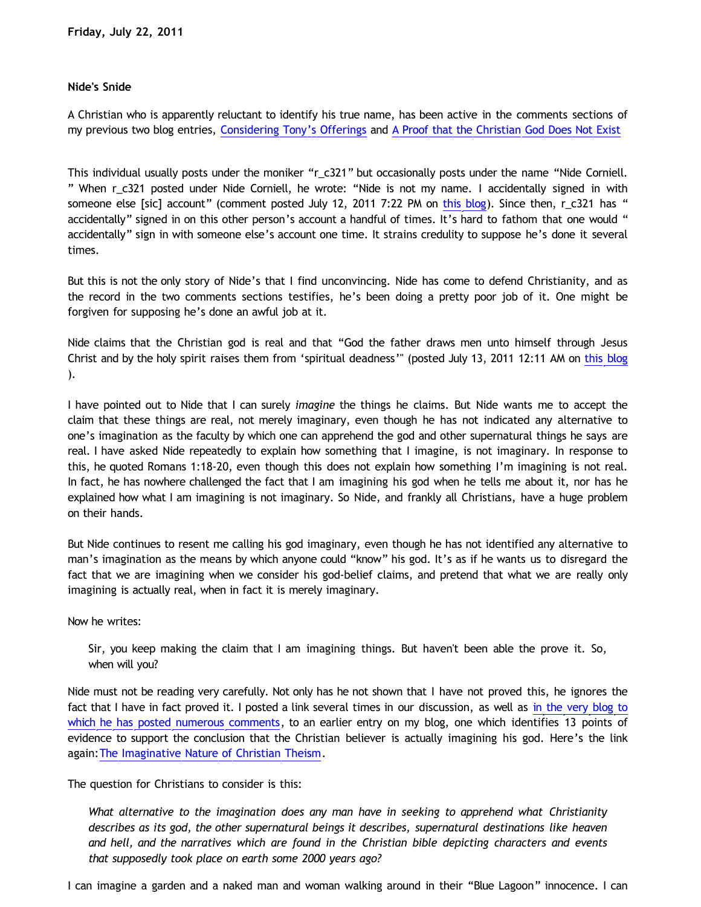**Friday, July 22, 2011**

**Nide's Snide**

A Christian who is apparently reluctant to identify his true name, has been active in the comments sections of my previous two blog entries, Considering Tony's Offerings and A Proof that the Christian God Does Not Exist

This individual usually posts under the moniker "r_c321" but occasionally posts under the name "Nide Corniell." When r_c321 posted under Nide Corniell, he wrote: "Nide is not my name. I accidentally signed in with someone else [sic] account" (comment posted July 12, 2011 7:22 PM on this blog). Since then, r_c321 has "accidentally" signed in on this other person's account a handful of times. It's hard to fathom that one would "accidentally" sign in with someone else's account one time. It strains credulity to suppose he's done it several times.

But this is not the only story of Nide's that I find unconvincing. Nide has come to defend Christianity, and as the record in the two comments sections testifies, he's been doing a pretty poor job of it. One might be forgiven for supposing he's done an awful job at it.

Nide claims that the Christian god is real and that "God the father draws men unto himself through Jesus Christ and by the holy spirit raises them from 'spiritual deadness'" (posted July 13, 2011 12:11 AM on this blog).

I have pointed out to Nide that I can surely *imagine* the things he claims. But Nide wants me to accept the claim that these things are real, not merely imaginary, even though he has not indicated any alternative to one's imagination as the faculty by which one can apprehend the god and other supernatural things he says are real. I have asked Nide repeatedly to explain how something that I imagine, is not imaginary. In response to this, he quoted Romans 1:18-20, even though this does not explain how something I'm imagining is not real. In fact, he has nowhere challenged the fact that I am imagining his god when he tells me about it, nor has he explained how what I am imagining is not imaginary. So Nide, and frankly all Christians, have a huge problem on their hands.

But Nide continues to resent me calling his god imaginary, even though he has not identified any alternative to man's imagination as the means by which anyone could "know" his god. It's as if he wants us to disregard the fact that we are imagining when we consider his god-belief claims, and pretend that what we are really only imagining is actually real, when in fact it is merely imaginary.

Now he writes:

> Sir, you keep making the claim that I am imagining things. But haven't been able the prove it. So, when will you?

Nide must not be reading very carefully. Not only has he not shown that I have not proved this, he ignores the fact that I have in fact proved it. I posted a link several times in our discussion, as well as in the very blog to which he has posted numerous comments, to an earlier entry on my blog, one which identifies 13 points of evidence to support the conclusion that the Christian believer is actually imagining his god. Here's the link again: The Imaginative Nature of Christian Theism.

The question for Christians to consider is this:

> *What alternative to the imagination does any man have in seeking to apprehend what Christianity describes as its god, the other supernatural beings it describes, supernatural destinations like heaven and hell, and the narratives which are found in the Christian bible depicting characters and events that supposedly took place on earth some 2000 years ago?*

I can imagine a garden and a naked man and woman walking around in their "Blue Lagoon" innocence. I can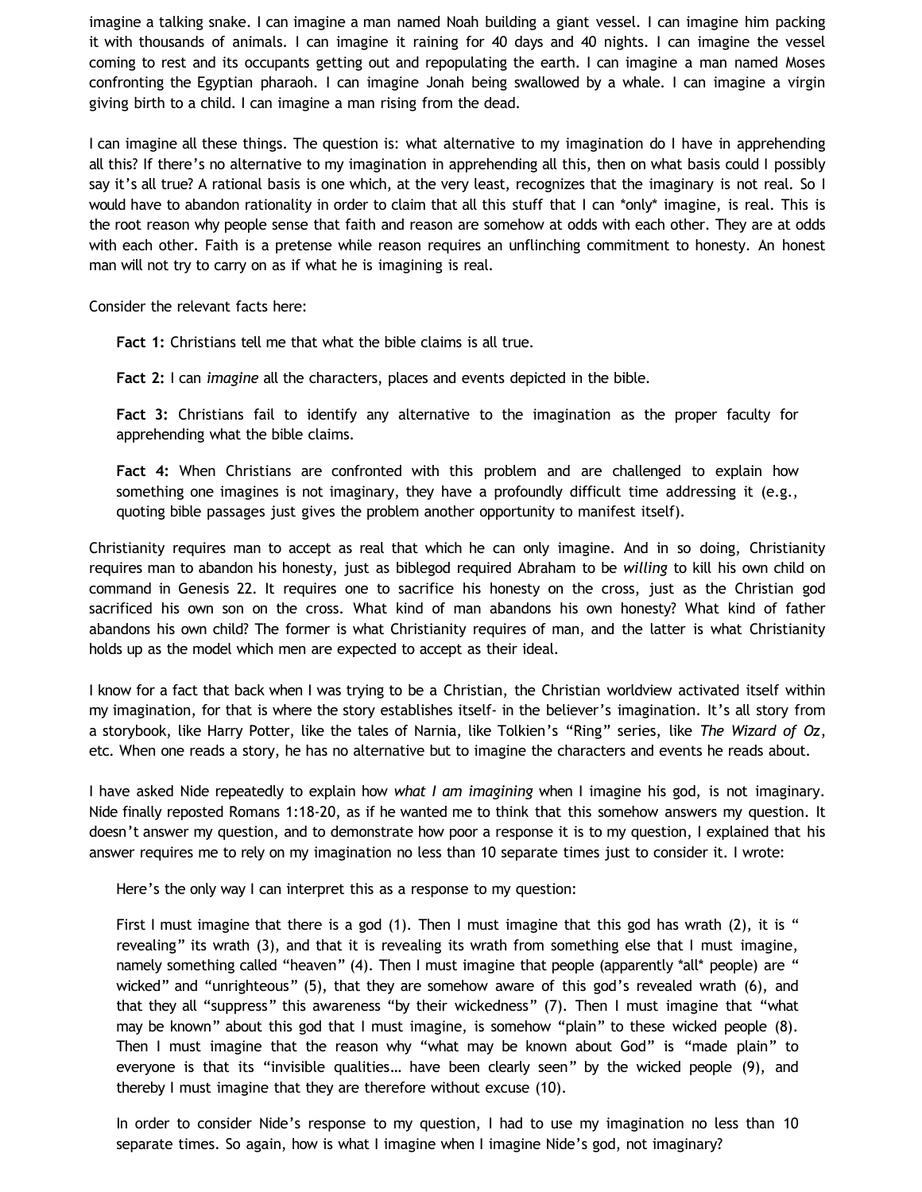imagine a talking snake. I can imagine a man named Noah building a giant vessel. I can imagine him packing it with thousands of animals. I can imagine it raining for 40 days and 40 nights. I can imagine the vessel coming to rest and its occupants getting out and repopulating the earth. I can imagine a man named Moses confronting the Egyptian pharaoh. I can imagine Jonah being swallowed by a whale. I can imagine a virgin giving birth to a child. I can imagine a man rising from the dead.

I can imagine all these things. The question is: what alternative to my imagination do I have in apprehending all this? If there's no alternative to my imagination in apprehending all this, then on what basis could I possibly say it's all true? A rational basis is one which, at the very least, recognizes that the imaginary is not real. So I would have to abandon rationality in order to claim that all this stuff that I can *only* imagine, is real. This is the root reason why people sense that faith and reason are somehow at odds with each other. They are at odds with each other. Faith is a pretense while reason requires an unflinching commitment to honesty. An honest man will not try to carry on as if what he is imagining is real.

Consider the relevant facts here:

> **Fact 1:** Christians tell me that what the bible claims is all true.
>
> **Fact 2:** I can *imagine* all the characters, places and events depicted in the bible.
>
> **Fact 3:** Christians fail to identify any alternative to the imagination as the proper faculty for apprehending what the bible claims.
>
> **Fact 4:** When Christians are confronted with this problem and are challenged to explain how something one imagines is not imaginary, they have a profoundly difficult time addressing it (e.g., quoting bible passages just gives the problem another opportunity to manifest itself).

Christianity requires man to accept as real that which he can only imagine. And in so doing, Christianity requires man to abandon his honesty, just as biblegod required Abraham to be *willing* to kill his own child on command in Genesis 22. It requires one to sacrifice his honesty on the cross, just as the Christian god sacrificed his own son on the cross. What kind of man abandons his own honesty? What kind of father abandons his own child? The former is what Christianity requires of man, and the latter is what Christianity holds up as the model which men are expected to accept as their ideal.

I know for a fact that back when I was trying to be a Christian, the Christian worldview activated itself within my imagination, for that is where the story establishes itself- in the believer's imagination. It's all story from a storybook, like Harry Potter, like the tales of Narnia, like Tolkien's "Ring" series, like *The Wizard of Oz*, etc. When one reads a story, he has no alternative but to imagine the characters and events he reads about.

I have asked Nide repeatedly to explain how *what I am imagining* when I imagine his god, is not imaginary. Nide finally reposted Romans 1:18-20, as if he wanted me to think that this somehow answers my question. It doesn't answer my question, and to demonstrate how poor a response it is to my question, I explained that his answer requires me to rely on my imagination no less than 10 separate times just to consider it. I wrote:

> Here's the only way I can interpret this as a response to my question:
>
> First I must imagine that there is a god (1). Then I must imagine that this god has wrath (2), it is "revealing" its wrath (3), and that it is revealing its wrath from something else that I must imagine, namely something called "heaven" (4). Then I must imagine that people (apparently *all* people) are "wicked" and "unrighteous" (5), that they are somehow aware of this god's revealed wrath (6), and that they all "suppress" this awareness "by their wickedness" (7). Then I must imagine that "what may be known" about this god that I must imagine, is somehow "plain" to these wicked people (8). Then I must imagine that the reason why "what may be known about God" is "made plain" to everyone is that its "invisible qualities… have been clearly seen" by the wicked people (9), and thereby I must imagine that they are therefore without excuse (10).
>
> In order to consider Nide's response to my question, I had to use my imagination no less than 10 separate times. So again, how is what I imagine when I imagine Nide's god, not imaginary?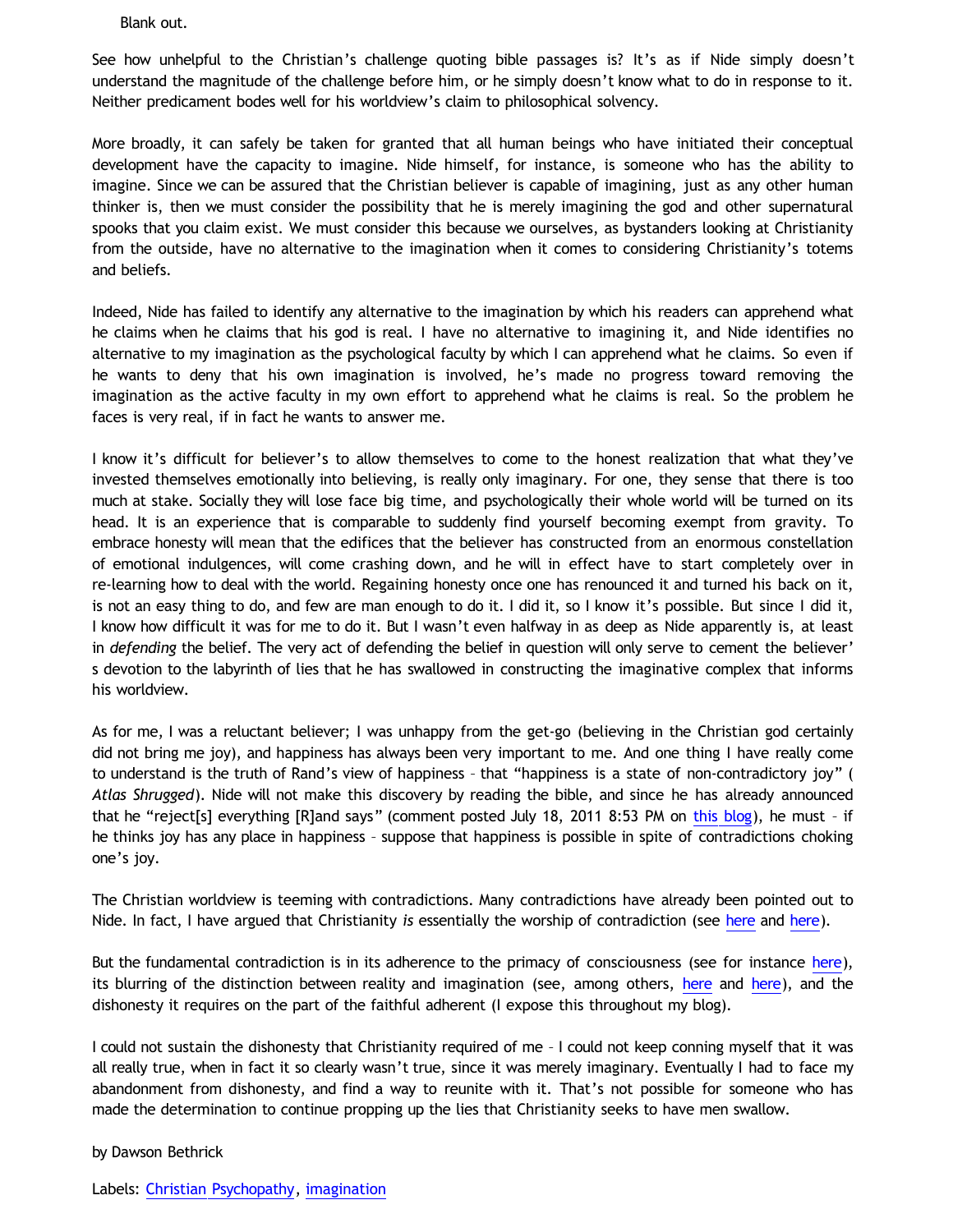Blank out.

See how unhelpful to the Christian's challenge quoting bible passages is? It's as if Nide simply doesn't understand the magnitude of the challenge before him, or he simply doesn't know what to do in response to it. Neither predicament bodes well for his worldview's claim to philosophical solvency.

More broadly, it can safely be taken for granted that all human beings who have initiated their conceptual development have the capacity to imagine. Nide himself, for instance, is someone who has the ability to imagine. Since we can be assured that the Christian believer is capable of imagining, just as any other human thinker is, then we must consider the possibility that he is merely imagining the god and other supernatural spooks that you claim exist. We must consider this because we ourselves, as bystanders looking at Christianity from the outside, have no alternative to the imagination when it comes to considering Christianity's totems and beliefs.

Indeed, Nide has failed to identify any alternative to the imagination by which his readers can apprehend what he claims when he claims that his god is real. I have no alternative to imagining it, and Nide identifies no alternative to my imagination as the psychological faculty by which I can apprehend what he claims. So even if he wants to deny that his own imagination is involved, he's made no progress toward removing the imagination as the active faculty in my own effort to apprehend what he claims is real. So the problem he faces is very real, if in fact he wants to answer me.

I know it's difficult for believer's to allow themselves to come to the honest realization that what they've invested themselves emotionally into believing, is really only imaginary. For one, they sense that there is too much at stake. Socially they will lose face big time, and psychologically their whole world will be turned on its head. It is an experience that is comparable to suddenly find yourself becoming exempt from gravity. To embrace honesty will mean that the edifices that the believer has constructed from an enormous constellation of emotional indulgences, will come crashing down, and he will in effect have to start completely over in re-learning how to deal with the world. Regaining honesty once one has renounced it and turned his back on it, is not an easy thing to do, and few are man enough to do it. I did it, so I know it's possible. But since I did it, I know how difficult it was for me to do it. But I wasn't even halfway in as deep as Nide apparently is, at least in *defending* the belief. The very act of defending the belief in question will only serve to cement the believer's devotion to the labyrinth of lies that he has swallowed in constructing the imaginative complex that informs his worldview.

As for me, I was a reluctant believer; I was unhappy from the get-go (believing in the Christian god certainly did not bring me joy), and happiness has always been very important to me. And one thing I have really come to understand is the truth of Rand's view of happiness – that "happiness is a state of non-contradictory joy" (*Atlas Shrugged*). Nide will not make this discovery by reading the bible, and since he has already announced that he "reject[s] everything [R]and says" (comment posted July 18, 2011 8:53 PM on [this blog]), he must – if he thinks joy has any place in happiness – suppose that happiness is possible in spite of contradictions choking one's joy.

The Christian worldview is teeming with contradictions. Many contradictions have already been pointed out to Nide. In fact, I have argued that Christianity *is* essentially the worship of contradiction (see [here] and [here]).

But the fundamental contradiction is in its adherence to the primacy of consciousness (see for instance [here]), its blurring of the distinction between reality and imagination (see, among others, [here] and [here]), and the dishonesty it requires on the part of the faithful adherent (I expose this throughout my blog).

I could not sustain the dishonesty that Christianity required of me – I could not keep conning myself that it was all really true, when in fact it so clearly wasn't true, since it was merely imaginary. Eventually I had to face my abandonment from dishonesty, and find a way to reunite with it. That's not possible for someone who has made the determination to continue propping up the lies that Christianity seeks to have men swallow.

by Dawson Bethrick

Labels: [Christian Psychopathy], [imagination]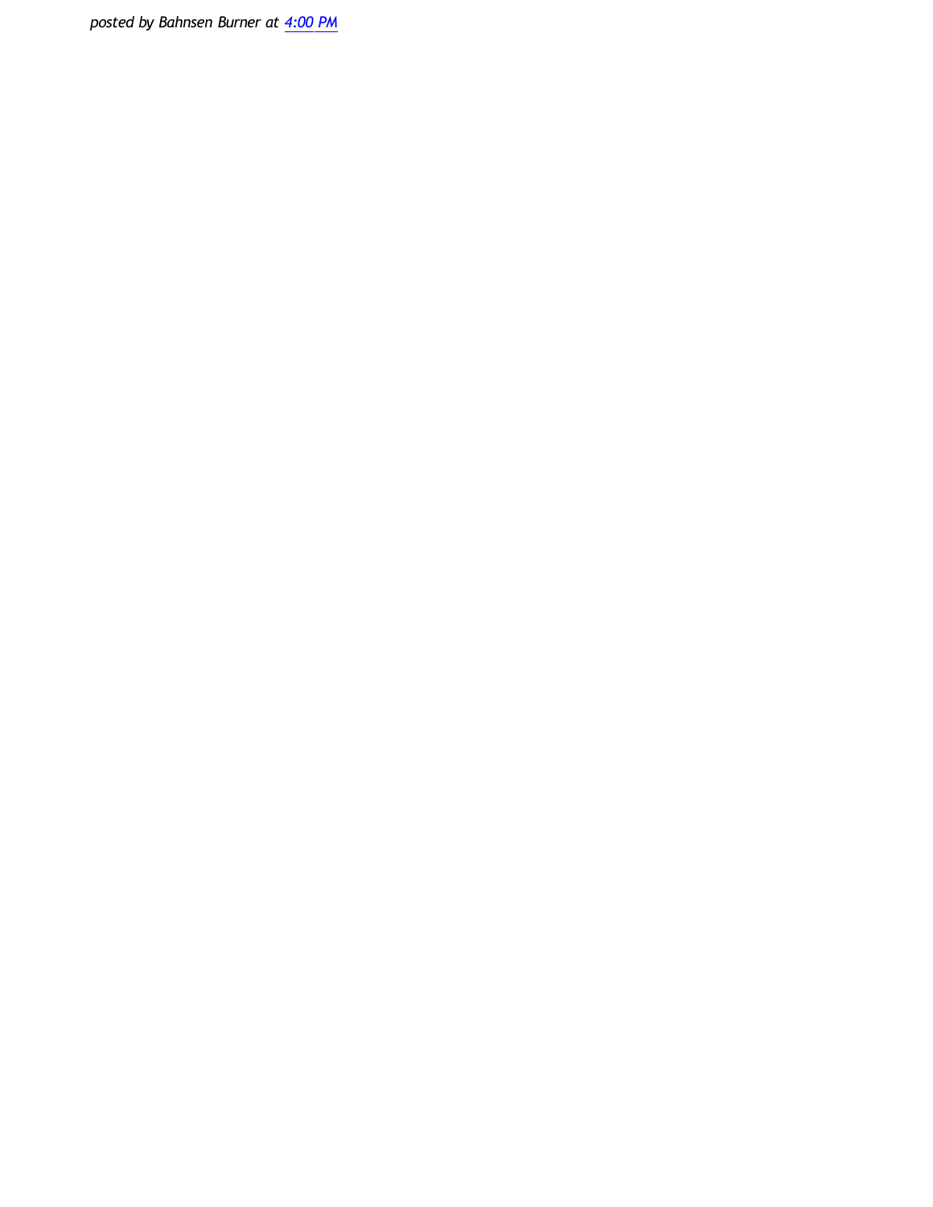*posted by Bahnsen Burner at 4:00 PM*